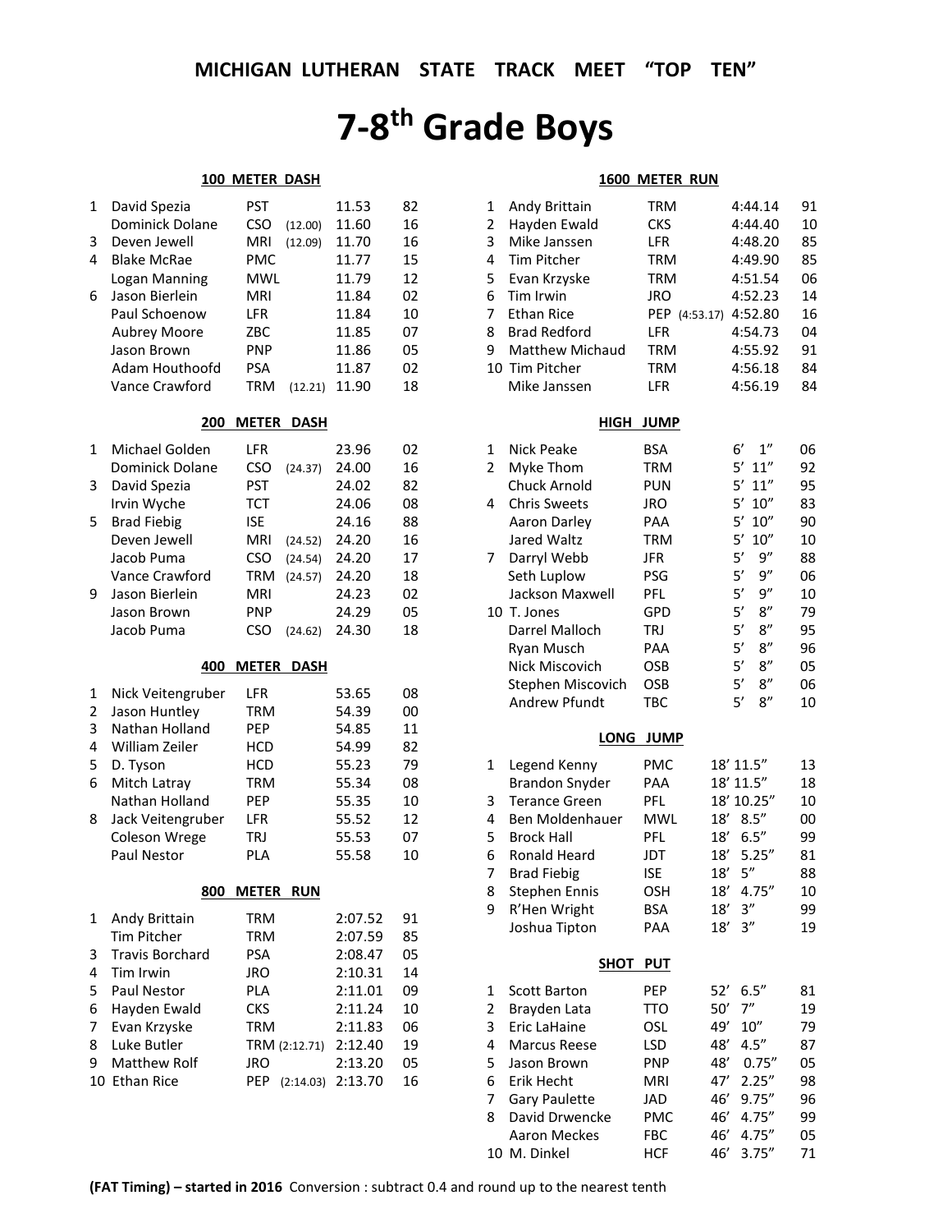# MICHIGAN LUTHERAN STATE TRACK MEET "TOP TEN"

# 7-8th Grade Boys

### 100 METER DASH

| Place | Name | School | FAT | Time | Year |
|---|---|---|---|---|---|
| 1 | David Spezia | PST | | 11.53 | 82 |
| | Dominick Dolane | CSO | (12.00) | 11.60 | 16 |
| 3 | Deven Jewell | MRI | (12.09) | 11.70 | 16 |
| 4 | Blake McRae | PMC | | 11.77 | 15 |
| | Logan Manning | MWL | | 11.79 | 12 |
| 6 | Jason Bierlein | MRI | | 11.84 | 02 |
| | Paul Schoenow | LFR | | 11.84 | 10 |
| | Aubrey Moore | ZBC | | 11.85 | 07 |
| | Jason Brown | PNP | | 11.86 | 05 |
| | Adam Houthoofd | PSA | | 11.87 | 02 |
| | Vance Crawford | TRM | (12.21) | 11.90 | 18 |

### 200 METER DASH

| Place | Name | School | FAT | Time | Year |
|---|---|---|---|---|---|
| 1 | Michael Golden | LFR | | 23.96 | 02 |
| | Dominick Dolane | CSO | (24.37) | 24.00 | 16 |
| 3 | David Spezia | PST | | 24.02 | 82 |
| | Irvin Wyche | TCT | | 24.06 | 08 |
| 5 | Brad Fiebig | ISE | | 24.16 | 88 |
| | Deven Jewell | MRI | (24.52) | 24.20 | 16 |
| | Jacob Puma | CSO | (24.54) | 24.20 | 17 |
| | Vance Crawford | TRM | (24.57) | 24.20 | 18 |
| 9 | Jason Bierlein | MRI | | 24.23 | 02 |
| | Jason Brown | PNP | | 24.29 | 05 |
| | Jacob Puma | CSO | (24.62) | 24.30 | 18 |

### 400 METER DASH

| Place | Name | School | Time | Year |
|---|---|---|---|---|
| 1 | Nick Veitengruber | LFR | 53.65 | 08 |
| 2 | Jason Huntley | TRM | 54.39 | 00 |
| 3 | Nathan Holland | PEP | 54.85 | 11 |
| 4 | William Zeiler | HCD | 54.99 | 82 |
| 5 | D. Tyson | HCD | 55.23 | 79 |
| 6 | Mitch Latray | TRM | 55.34 | 08 |
| | Nathan Holland | PEP | 55.35 | 10 |
| 8 | Jack Veitengruber | LFR | 55.52 | 12 |
| | Coleson Wrege | TRJ | 55.53 | 07 |
| | Paul Nestor | PLA | 55.58 | 10 |

### 800 METER RUN

| Place | Name | School | FAT | Time | Year |
|---|---|---|---|---|---|
| 1 | Andy Brittain | TRM | | 2:07.52 | 91 |
| | Tim Pitcher | TRM | | 2:07.59 | 85 |
| 3 | Travis Borchard | PSA | | 2:08.47 | 05 |
| 4 | Tim Irwin | JRO | | 2:10.31 | 14 |
| 5 | Paul Nestor | PLA | | 2:11.01 | 09 |
| 6 | Hayden Ewald | CKS | | 2:11.24 | 10 |
| 7 | Evan Krzyske | TRM | | 2:11.83 | 06 |
| 8 | Luke Butler | TRM | (2:12.71) | 2:12.40 | 19 |
| 9 | Matthew Rolf | JRO | | 2:13.20 | 05 |
| 10 | Ethan Rice | PEP | (2:14.03) | 2:13.70 | 16 |

### 1600 METER RUN

| Place | Name | School | FAT | Time | Year |
|---|---|---|---|---|---|
| 1 | Andy Brittain | TRM | | 4:44.14 | 91 |
| 2 | Hayden Ewald | CKS | | 4:44.40 | 10 |
| 3 | Mike Janssen | LFR | | 4:48.20 | 85 |
| 4 | Tim Pitcher | TRM | | 4:49.90 | 85 |
| 5 | Evan Krzyske | TRM | | 4:51.54 | 06 |
| 6 | Tim Irwin | JRO | | 4:52.23 | 14 |
| 7 | Ethan Rice | PEP | (4:53.17) | 4:52.80 | 16 |
| 8 | Brad Redford | LFR | | 4:54.73 | 04 |
| 9 | Matthew Michaud | TRM | | 4:55.92 | 91 |
| 10 | Tim Pitcher | TRM | | 4:56.18 | 84 |
| | Mike Janssen | LFR | | 4:56.19 | 84 |

### HIGH JUMP

| Place | Name | School | Mark | Year |
|---|---|---|---|---|
| 1 | Nick Peake | BSA | 6' 1" | 06 |
| 2 | Myke Thom | TRM | 5' 11" | 92 |
| | Chuck Arnold | PUN | 5' 11" | 95 |
| 4 | Chris Sweets | JRO | 5' 10" | 83 |
| | Aaron Darley | PAA | 5' 10" | 90 |
| | Jared Waltz | TRM | 5' 10" | 10 |
| 7 | Darryl Webb | JFR | 5' 9" | 88 |
| | Seth Luplow | PSG | 5' 9" | 06 |
| | Jackson Maxwell | PFL | 5' 9" | 10 |
| 10 | T. Jones | GPD | 5' 8" | 79 |
| | Darrel Malloch | TRJ | 5' 8" | 95 |
| | Ryan Musch | PAA | 5' 8" | 96 |
| | Nick Miscovich | OSB | 5' 8" | 05 |
| | Stephen Miscovich | OSB | 5' 8" | 06 |
| | Andrew Pfundt | TBC | 5' 8" | 10 |

### LONG JUMP

| Place | Name | School | Mark | Year |
|---|---|---|---|---|
| 1 | Legend Kenny | PMC | 18' 11.5" | 13 |
| | Brandon Snyder | PAA | 18' 11.5" | 18 |
| 3 | Terance Green | PFL | 18' 10.25" | 10 |
| 4 | Ben Moldenhauer | MWL | 18' 8.5" | 00 |
| 5 | Brock Hall | PFL | 18' 6.5" | 99 |
| 6 | Ronald Heard | JDT | 18' 5.25" | 81 |
| 7 | Brad Fiebig | ISE | 18' 5" | 88 |
| 8 | Stephen Ennis | OSH | 18' 4.75" | 10 |
| 9 | R'Hen Wright | BSA | 18' 3" | 99 |
| | Joshua Tipton | PAA | 18' 3" | 19 |

### SHOT PUT

| Place | Name | School | Mark | Year |
|---|---|---|---|---|
| 1 | Scott Barton | PEP | 52' 6.5" | 81 |
| 2 | Brayden Lata | TTO | 50' 7" | 19 |
| 3 | Eric LaHaine | OSL | 49' 10" | 79 |
| 4 | Marcus Reese | LSD | 48' 4.5" | 87 |
| 5 | Jason Brown | PNP | 48' 0.75" | 05 |
| 6 | Erik Hecht | MRI | 47' 2.25" | 98 |
| 7 | Gary Paulette | JAD | 46' 9.75" | 96 |
| 8 | David Drwencke | PMC | 46' 4.75" | 99 |
| | Aaron Meckes | FBC | 46' 4.75" | 05 |
| 10 | M. Dinkel | HCF | 46' 3.75" | 71 |

**(FAT Timing) – started in 2016** Conversion : subtract 0.4 and round up to the nearest tenth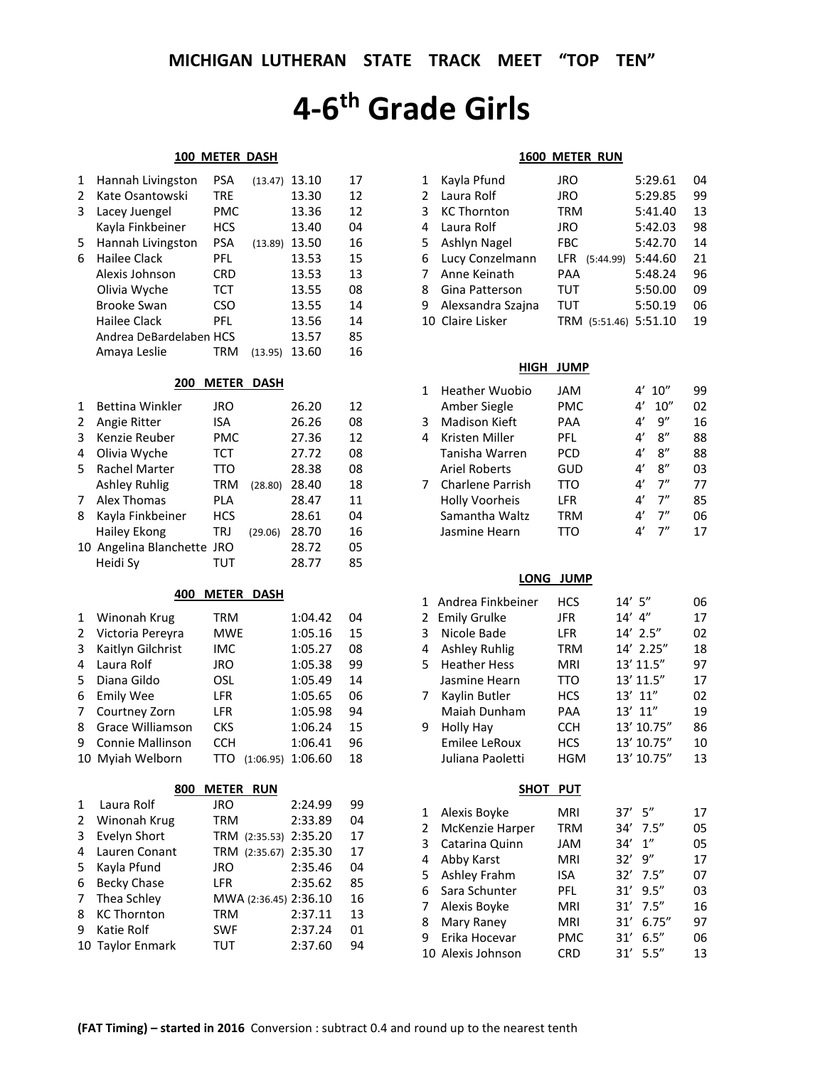## MICHIGAN LUTHERAN STATE TRACK MEET "TOP TEN"

# 4-6th Grade Girls

### 100 METER DASH

| Place | Name | School | FAT | Time | Year |
|---|---|---|---|---|---|
| 1 | Hannah Livingston | PSA | (13.47) | 13.10 | 17 |
| 2 | Kate Osantowski | TRE | | 13.30 | 12 |
| 3 | Lacey Juengel | PMC | | 13.36 | 12 |
| | Kayla Finkbeiner | HCS | | 13.40 | 04 |
| 5 | Hannah Livingston | PSA | (13.89) | 13.50 | 16 |
| 6 | Hailee Clack | PFL | | 13.53 | 15 |
| | Alexis Johnson | CRD | | 13.53 | 13 |
| | Olivia Wyche | TCT | | 13.55 | 08 |
| | Brooke Swan | CSO | | 13.55 | 14 |
| | Hailee Clack | PFL | | 13.56 | 14 |
| | Andrea DeBardelaben | HCS | | 13.57 | 85 |
| | Amaya Leslie | TRM | (13.95) | 13.60 | 16 |

### 200 METER DASH

| Place | Name | School | FAT | Time | Year |
|---|---|---|---|---|---|
| 1 | Bettina Winkler | JRO | | 26.20 | 12 |
| 2 | Angie Ritter | ISA | | 26.26 | 08 |
| 3 | Kenzie Reuber | PMC | | 27.36 | 12 |
| 4 | Olivia Wyche | TCT | | 27.72 | 08 |
| 5 | Rachel Marter | TTO | | 28.38 | 08 |
| | Ashley Ruhlig | TRM | (28.80) | 28.40 | 18 |
| 7 | Alex Thomas | PLA | | 28.47 | 11 |
| 8 | Kayla Finkbeiner | HCS | | 28.61 | 04 |
| | Hailey Ekong | TRJ | (29.06) | 28.70 | 16 |
| 10 | Angelina Blanchette | JRO | | 28.72 | 05 |
| | Heidi Sy | TUT | | 28.77 | 85 |

### 400 METER DASH

| Place | Name | School | FAT | Time | Year |
|---|---|---|---|---|---|
| 1 | Winonah Krug | TRM | | 1:04.42 | 04 |
| 2 | Victoria Pereyra | MWE | | 1:05.16 | 15 |
| 3 | Kaitlyn Gilchrist | IMC | | 1:05.27 | 08 |
| 4 | Laura Rolf | JRO | | 1:05.38 | 99 |
| 5 | Diana Gildo | OSL | | 1:05.49 | 14 |
| 6 | Emily Wee | LFR | | 1:05.65 | 06 |
| 7 | Courtney Zorn | LFR | | 1:05.98 | 94 |
| 8 | Grace Williamson | CKS | | 1:06.24 | 15 |
| 9 | Connie Mallinson | CCH | | 1:06.41 | 96 |
| 10 | Myiah Welborn | TTO | (1:06.95) | 1:06.60 | 18 |

### 800 METER RUN

| Place | Name | School | FAT | Time | Year |
|---|---|---|---|---|---|
| 1 | Laura Rolf | JRO | | 2:24.99 | 99 |
| 2 | Winonah Krug | TRM | | 2:33.89 | 04 |
| 3 | Evelyn Short | TRM | (2:35.53) | 2:35.20 | 17 |
| 4 | Lauren Conant | TRM | (2:35.67) | 2:35.30 | 17 |
| 5 | Kayla Pfund | JRO | | 2:35.46 | 04 |
| 6 | Becky Chase | LFR | | 2:35.62 | 85 |
| 7 | Thea Schley | MWA | (2:36.45) | 2:36.10 | 16 |
| 8 | KC Thornton | TRM | | 2:37.11 | 13 |
| 9 | Katie Rolf | SWF | | 2:37.24 | 01 |
| 10 | Taylor Enmark | TUT | | 2:37.60 | 94 |

### 1600 METER RUN

| Place | Name | School | FAT | Time | Year |
|---|---|---|---|---|---|
| 1 | Kayla Pfund | JRO | | 5:29.61 | 04 |
| 2 | Laura Rolf | JRO | | 5:29.85 | 99 |
| 3 | KC Thornton | TRM | | 5:41.40 | 13 |
| 4 | Laura Rolf | JRO | | 5:42.03 | 98 |
| 5 | Ashlyn Nagel | FBC | | 5:42.70 | 14 |
| 6 | Lucy Conzelmann | LFR | (5:44.99) | 5:44.60 | 21 |
| 7 | Anne Keinath | PAA | | 5:48.24 | 96 |
| 8 | Gina Patterson | TUT | | 5:50.00 | 09 |
| 9 | Alexsandra Szajna | TUT | | 5:50.19 | 06 |
| 10 | Claire Lisker | TRM | (5:51.46) | 5:51.10 | 19 |

### HIGH JUMP

| Place | Name | School | Mark | Year |
|---|---|---|---|---|
| 1 | Heather Wuobio | JAM | 4' 10" | 99 |
| | Amber Siegle | PMC | 4' 10" | 02 |
| 3 | Madison Kieft | PAA | 4' 9" | 16 |
| 4 | Kristen Miller | PFL | 4' 8" | 88 |
| | Tanisha Warren | PCD | 4' 8" | 88 |
| | Ariel Roberts | GUD | 4' 8" | 03 |
| 7 | Charlene Parrish | TTO | 4' 7" | 77 |
| | Holly Voorheis | LFR | 4' 7" | 85 |
| | Samantha Waltz | TRM | 4' 7" | 06 |
| | Jasmine Hearn | TTO | 4' 7" | 17 |

### LONG JUMP

| Place | Name | School | Mark | Year |
|---|---|---|---|---|
| 1 | Andrea Finkbeiner | HCS | 14' 5" | 06 |
| 2 | Emily Grulke | JFR | 14' 4" | 17 |
| 3 | Nicole Bade | LFR | 14' 2.5" | 02 |
| 4 | Ashley Ruhlig | TRM | 14' 2.25" | 18 |
| 5 | Heather Hess | MRI | 13' 11.5" | 97 |
| | Jasmine Hearn | TTO | 13' 11.5" | 17 |
| 7 | Kaylin Butler | HCS | 13' 11" | 02 |
| | Maiah Dunham | PAA | 13' 11" | 19 |
| 9 | Holly Hay | CCH | 13' 10.75" | 86 |
| | Emilee LeRoux | HCS | 13' 10.75" | 10 |
| | Juliana Paoletti | HGM | 13' 10.75" | 13 |

### SHOT PUT

| Place | Name | School | Mark | Year |
|---|---|---|---|---|
| 1 | Alexis Boyke | MRI | 37' 5" | 17 |
| 2 | McKenzie Harper | TRM | 34' 7.5" | 05 |
| 3 | Catarina Quinn | JAM | 34' 1" | 05 |
| 4 | Abby Karst | MRI | 32' 9" | 17 |
| 5 | Ashley Frahm | ISA | 32' 7.5" | 07 |
| 6 | Sara Schunter | PFL | 31' 9.5" | 03 |
| 7 | Alexis Boyke | MRI | 31' 7.5" | 16 |
| 8 | Mary Raney | MRI | 31' 6.75" | 97 |
| 9 | Erika Hocevar | PMC | 31' 6.5" | 06 |
| 10 | Alexis Johnson | CRD | 31' 5.5" | 13 |

**(FAT Timing) – started in 2016** Conversion : subtract 0.4 and round up to the nearest tenth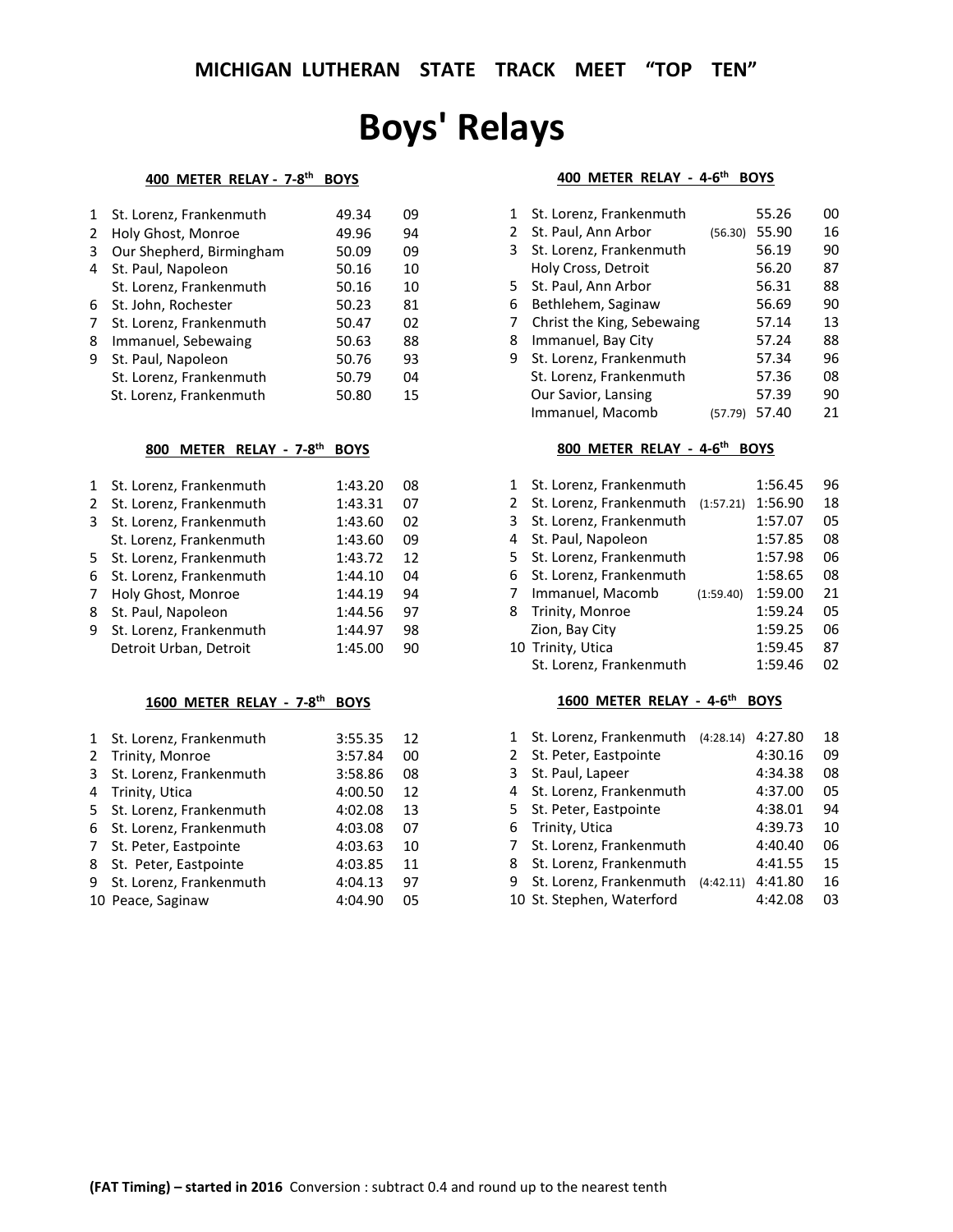## MICHIGAN LUTHERAN STATE TRACK MEET "TOP TEN"

# Boys' Relays

### 400 METER RELAY - 7-8th BOYS

| Place | School | FAT | Time | Year |
|---|---|---|---|---|
| 1 | St. Lorenz, Frankenmuth | | 49.34 | 09 |
| 2 | Holy Ghost, Monroe | | 49.96 | 94 |
| 3 | Our Shepherd, Birmingham | | 50.09 | 09 |
| 4 | St. Paul, Napoleon | | 50.16 | 10 |
| | St. Lorenz, Frankenmuth | | 50.16 | 10 |
| 6 | St. John, Rochester | | 50.23 | 81 |
| 7 | St. Lorenz, Frankenmuth | | 50.47 | 02 |
| 8 | Immanuel, Sebewaing | | 50.63 | 88 |
| 9 | St. Paul, Napoleon | | 50.76 | 93 |
| | St. Lorenz, Frankenmuth | | 50.79 | 04 |
| | St. Lorenz, Frankenmuth | | 50.80 | 15 |

### 800 METER RELAY - 7-8th BOYS

| Place | School | FAT | Time | Year |
|---|---|---|---|---|
| 1 | St. Lorenz, Frankenmuth | | 1:43.20 | 08 |
| 2 | St. Lorenz, Frankenmuth | | 1:43.31 | 07 |
| 3 | St. Lorenz, Frankenmuth | | 1:43.60 | 02 |
| | St. Lorenz, Frankenmuth | | 1:43.60 | 09 |
| 5 | St. Lorenz, Frankenmuth | | 1:43.72 | 12 |
| 6 | St. Lorenz, Frankenmuth | | 1:44.10 | 04 |
| 7 | Holy Ghost, Monroe | | 1:44.19 | 94 |
| 8 | St. Paul, Napoleon | | 1:44.56 | 97 |
| 9 | St. Lorenz, Frankenmuth | | 1:44.97 | 98 |
| | Detroit Urban, Detroit | | 1:45.00 | 90 |

### 1600 METER RELAY - 7-8th BOYS

| Place | School | FAT | Time | Year |
|---|---|---|---|---|
| 1 | St. Lorenz, Frankenmuth | | 3:55.35 | 12 |
| 2 | Trinity, Monroe | | 3:57.84 | 00 |
| 3 | St. Lorenz, Frankenmuth | | 3:58.86 | 08 |
| 4 | Trinity, Utica | | 4:00.50 | 12 |
| 5 | St. Lorenz, Frankenmuth | | 4:02.08 | 13 |
| 6 | St. Lorenz, Frankenmuth | | 4:03.08 | 07 |
| 7 | St. Peter, Eastpointe | | 4:03.63 | 10 |
| 8 | St. Peter, Eastpointe | | 4:03.85 | 11 |
| 9 | St. Lorenz, Frankenmuth | | 4:04.13 | 97 |
| 10 | Peace, Saginaw | | 4:04.90 | 05 |

### 400 METER RELAY - 4-6th BOYS

| Place | School | FAT | Time | Year |
|---|---|---|---|---|
| 1 | St. Lorenz, Frankenmuth | | 55.26 | 00 |
| 2 | St. Paul, Ann Arbor | (56.30) | 55.90 | 16 |
| 3 | St. Lorenz, Frankenmuth | | 56.19 | 90 |
| | Holy Cross, Detroit | | 56.20 | 87 |
| 5 | St. Paul, Ann Arbor | | 56.31 | 88 |
| 6 | Bethlehem, Saginaw | | 56.69 | 90 |
| 7 | Christ the King, Sebewaing | | 57.14 | 13 |
| 8 | Immanuel, Bay City | | 57.24 | 88 |
| 9 | St. Lorenz, Frankenmuth | | 57.34 | 96 |
| | St. Lorenz, Frankenmuth | | 57.36 | 08 |
| | Our Savior, Lansing | | 57.39 | 90 |
| | Immanuel, Macomb | (57.79) | 57.40 | 21 |

### 800 METER RELAY - 4-6th BOYS

| Place | School | FAT | Time | Year |
|---|---|---|---|---|
| 1 | St. Lorenz, Frankenmuth | | 1:56.45 | 96 |
| 2 | St. Lorenz, Frankenmuth | (1:57.21) | 1:56.90 | 18 |
| 3 | St. Lorenz, Frankenmuth | | 1:57.07 | 05 |
| 4 | St. Paul, Napoleon | | 1:57.85 | 08 |
| 5 | St. Lorenz, Frankenmuth | | 1:57.98 | 06 |
| 6 | St. Lorenz, Frankenmuth | | 1:58.65 | 08 |
| 7 | Immanuel, Macomb | (1:59.40) | 1:59.00 | 21 |
| 8 | Trinity, Monroe | | 1:59.24 | 05 |
| | Zion, Bay City | | 1:59.25 | 06 |
| 10 | Trinity, Utica | | 1:59.45 | 87 |
| | St. Lorenz, Frankenmuth | | 1:59.46 | 02 |

### 1600 METER RELAY - 4-6th BOYS

| Place | School | FAT | Time | Year |
|---|---|---|---|---|
| 1 | St. Lorenz, Frankenmuth | (4:28.14) | 4:27.80 | 18 |
| 2 | St. Peter, Eastpointe | | 4:30.16 | 09 |
| 3 | St. Paul, Lapeer | | 4:34.38 | 08 |
| 4 | St. Lorenz, Frankenmuth | | 4:37.00 | 05 |
| 5 | St. Peter, Eastpointe | | 4:38.01 | 94 |
| 6 | Trinity, Utica | | 4:39.73 | 10 |
| 7 | St. Lorenz, Frankenmuth | | 4:40.40 | 06 |
| 8 | St. Lorenz, Frankenmuth | | 4:41.55 | 15 |
| 9 | St. Lorenz, Frankenmuth | (4:42.11) | 4:41.80 | 16 |
| 10 | St. Stephen, Waterford | | 4:42.08 | 03 |

**(FAT Timing) – started in 2016** Conversion : subtract 0.4 and round up to the nearest tenth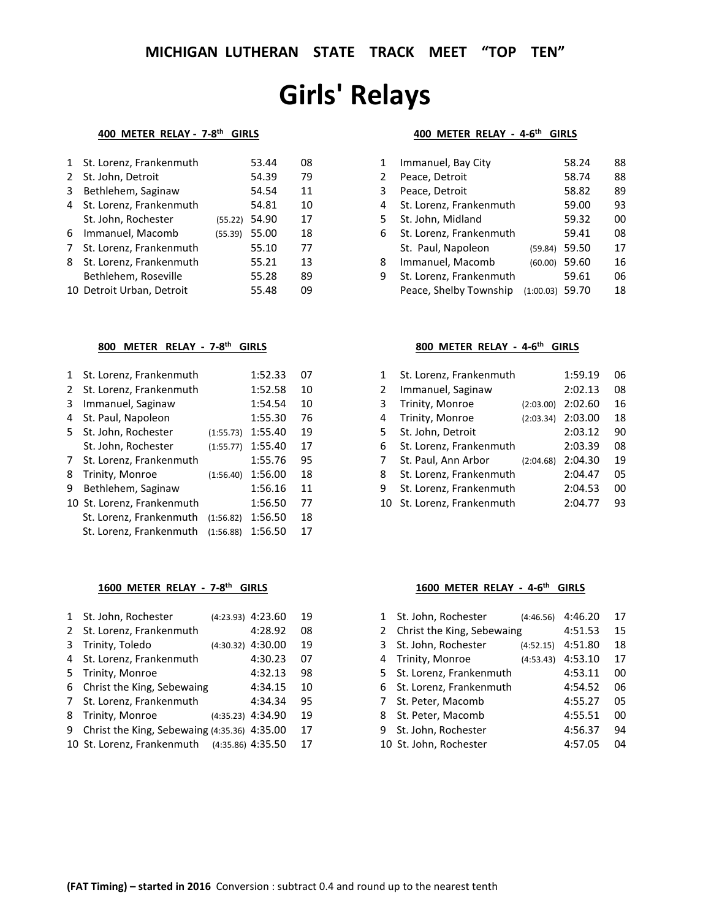## MICHIGAN LUTHERAN STATE TRACK MEET "TOP TEN"

# Girls' Relays

### 400 METER RELAY - 7-8th GIRLS

| Place | School | FAT | Time | Year |
|---|---|---|---|---|
| 1 | St. Lorenz, Frankenmuth | | 53.44 | 08 |
| 2 | St. John, Detroit | | 54.39 | 79 |
| 3 | Bethlehem, Saginaw | | 54.54 | 11 |
| 4 | St. Lorenz, Frankenmuth | | 54.81 | 10 |
| | St. John, Rochester | (55.22) | 54.90 | 17 |
| 6 | Immanuel, Macomb | (55.39) | 55.00 | 18 |
| 7 | St. Lorenz, Frankenmuth | | 55.10 | 77 |
| 8 | St. Lorenz, Frankenmuth | | 55.21 | 13 |
| | Bethlehem, Roseville | | 55.28 | 89 |
| 10 | Detroit Urban, Detroit | | 55.48 | 09 |

### 400 METER RELAY - 4-6th GIRLS

| Place | School | FAT | Time | Year |
|---|---|---|---|---|
| 1 | Immanuel, Bay City | | 58.24 | 88 |
| 2 | Peace, Detroit | | 58.74 | 88 |
| 3 | Peace, Detroit | | 58.82 | 89 |
| 4 | St. Lorenz, Frankenmuth | | 59.00 | 93 |
| 5 | St. John, Midland | | 59.32 | 00 |
| 6 | St. Lorenz, Frankenmuth | | 59.41 | 08 |
| | St. Paul, Napoleon | (59.84) | 59.50 | 17 |
| 8 | Immanuel, Macomb | (60.00) | 59.60 | 16 |
| 9 | St. Lorenz, Frankenmuth | | 59.61 | 06 |
| | Peace, Shelby Township | (1:00.03) | 59.70 | 18 |

### 800 METER RELAY - 7-8th GIRLS

| Place | School | FAT | Time | Year |
|---|---|---|---|---|
| 1 | St. Lorenz, Frankenmuth | | 1:52.33 | 07 |
| 2 | St. Lorenz, Frankenmuth | | 1:52.58 | 10 |
| 3 | Immanuel, Saginaw | | 1:54.54 | 10 |
| 4 | St. Paul, Napoleon | | 1:55.30 | 76 |
| 5 | St. John, Rochester | (1:55.73) | 1:55.40 | 19 |
| | St. John, Rochester | (1:55.77) | 1:55.40 | 17 |
| 7 | St. Lorenz, Frankenmuth | | 1:55.76 | 95 |
| 8 | Trinity, Monroe | (1:56.40) | 1:56.00 | 18 |
| 9 | Bethlehem, Saginaw | | 1:56.16 | 11 |
| 10 | St. Lorenz, Frankenmuth | | 1:56.50 | 77 |
| | St. Lorenz, Frankenmuth | (1:56.82) | 1:56.50 | 18 |
| | St. Lorenz, Frankenmuth | (1:56.88) | 1:56.50 | 17 |

### 800 METER RELAY - 4-6th GIRLS

| Place | School | FAT | Time | Year |
|---|---|---|---|---|
| 1 | St. Lorenz, Frankenmuth | | 1:59.19 | 06 |
| 2 | Immanuel, Saginaw | | 2:02.13 | 08 |
| 3 | Trinity, Monroe | (2:03.00) | 2:02.60 | 16 |
| 4 | Trinity, Monroe | (2:03.34) | 2:03.00 | 18 |
| 5 | St. John, Detroit | | 2:03.12 | 90 |
| 6 | St. Lorenz, Frankenmuth | | 2:03.39 | 08 |
| 7 | St. Paul, Ann Arbor | (2:04.68) | 2:04.30 | 19 |
| 8 | St. Lorenz, Frankenmuth | | 2:04.47 | 05 |
| 9 | St. Lorenz, Frankenmuth | | 2:04.53 | 00 |
| 10 | St. Lorenz, Frankenmuth | | 2:04.77 | 93 |

### 1600 METER RELAY - 7-8th GIRLS

| Place | School | FAT | Time | Year |
|---|---|---|---|---|
| 1 | St. John, Rochester | (4:23.93) | 4:23.60 | 19 |
| 2 | St. Lorenz, Frankenmuth | | 4:28.92 | 08 |
| 3 | Trinity, Toledo | (4:30.32) | 4:30.00 | 19 |
| 4 | St. Lorenz, Frankenmuth | | 4:30.23 | 07 |
| 5 | Trinity, Monroe | | 4:32.13 | 98 |
| 6 | Christ the King, Sebewaing | | 4:34.15 | 10 |
| 7 | St. Lorenz, Frankenmuth | | 4:34.34 | 95 |
| 8 | Trinity, Monroe | (4:35.23) | 4:34.90 | 19 |
| 9 | Christ the King, Sebewaing | (4:35.36) | 4:35.00 | 17 |
| 10 | St. Lorenz, Frankenmuth | (4:35.86) | 4:35.50 | 17 |

### 1600 METER RELAY - 4-6th GIRLS

| Place | School | FAT | Time | Year |
|---|---|---|---|---|
| 1 | St. John, Rochester | (4:46.56) | 4:46.20 | 17 |
| 2 | Christ the King, Sebewaing | | 4:51.53 | 15 |
| 3 | St. John, Rochester | (4:52.15) | 4:51.80 | 18 |
| 4 | Trinity, Monroe | (4:53.43) | 4:53.10 | 17 |
| 5 | St. Lorenz, Frankenmuth | | 4:53.11 | 00 |
| 6 | St. Lorenz, Frankenmuth | | 4:54.52 | 06 |
| 7 | St. Peter, Macomb | | 4:55.27 | 05 |
| 8 | St. Peter, Macomb | | 4:55.51 | 00 |
| 9 | St. John, Rochester | | 4:56.37 | 94 |
| 10 | St. John, Rochester | | 4:57.05 | 04 |

**(FAT Timing) – started in 2016** Conversion : subtract 0.4 and round up to the nearest tenth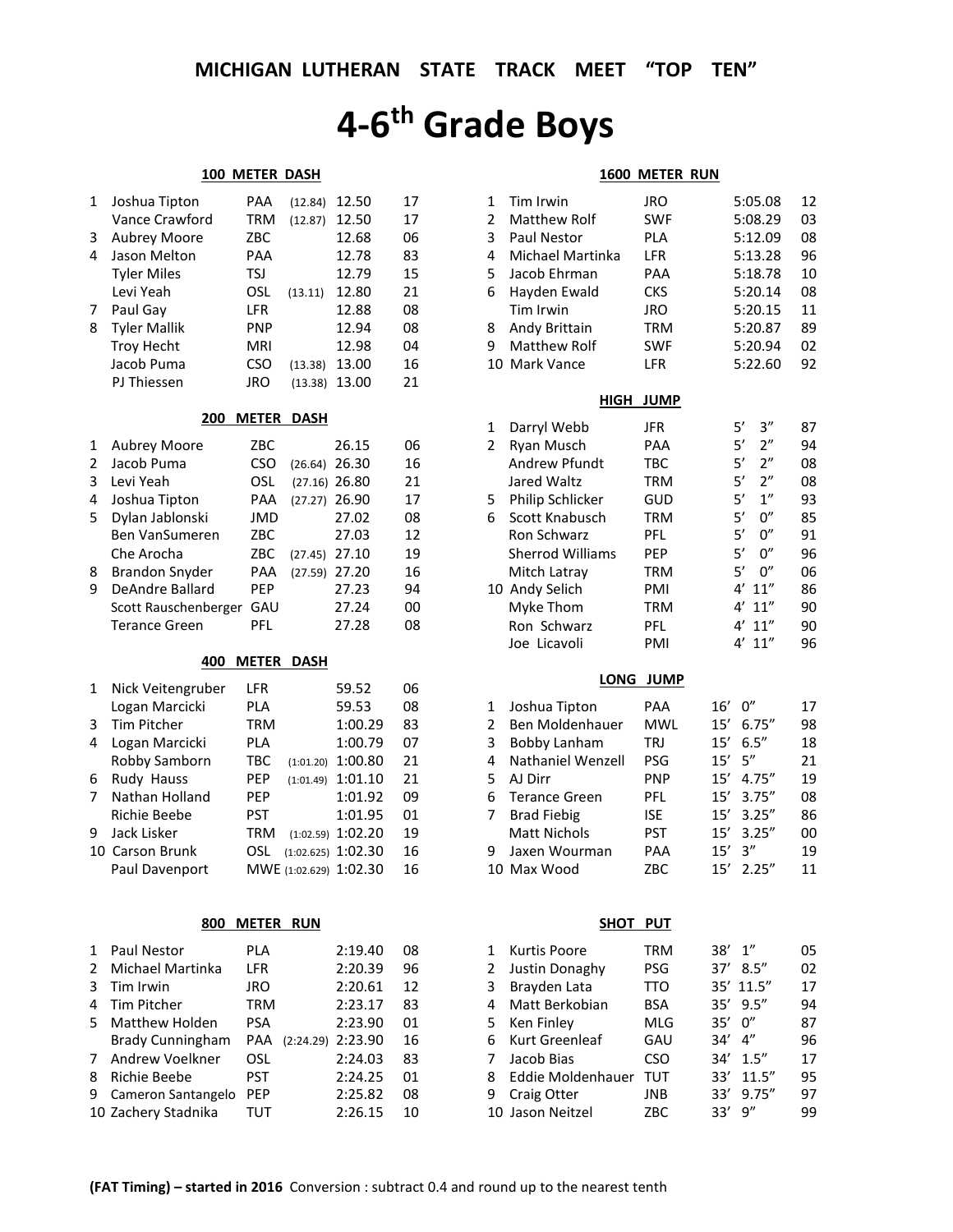# MICHIGAN LUTHERAN STATE TRACK MEET "TOP TEN"

# 4-6th Grade Boys

### 100 METER DASH

| Place | Name | School | FAT | Time | Year |
|---|---|---|---|---|---|
| 1 | Joshua Tipton | PAA | (12.84) | 12.50 | 17 |
| | Vance Crawford | TRM | (12.87) | 12.50 | 17 |
| 3 | Aubrey Moore | ZBC | | 12.68 | 06 |
| 4 | Jason Melton | PAA | | 12.78 | 83 |
| | Tyler Miles | TSJ | | 12.79 | 15 |
| | Levi Yeah | OSL | (13.11) | 12.80 | 21 |
| 7 | Paul Gay | LFR | | 12.88 | 08 |
| 8 | Tyler Mallik | PNP | | 12.94 | 08 |
| | Troy Hecht | MRI | | 12.98 | 04 |
| | Jacob Puma | CSO | (13.38) | 13.00 | 16 |
| | PJ Thiessen | JRO | (13.38) | 13.00 | 21 |

### 200 METER DASH

| Place | Name | School | FAT | Time | Year |
|---|---|---|---|---|---|
| 1 | Aubrey Moore | ZBC | | 26.15 | 06 |
| 2 | Jacob Puma | CSO | (26.64) | 26.30 | 16 |
| 3 | Levi Yeah | OSL | (27.16) | 26.80 | 21 |
| 4 | Joshua Tipton | PAA | (27.27) | 26.90 | 17 |
| 5 | Dylan Jablonski | JMD | | 27.02 | 08 |
| | Ben VanSumeren | ZBC | | 27.03 | 12 |
| | Che Arocha | ZBC | (27.45) | 27.10 | 19 |
| 8 | Brandon Snyder | PAA | (27.59) | 27.20 | 16 |
| 9 | DeAndre Ballard | PEP | | 27.23 | 94 |
| | Scott Rauschenberger | GAU | | 27.24 | 00 |
| | Terance Green | PFL | | 27.28 | 08 |

### 400 METER DASH

| Place | Name | School | FAT | Time | Year |
|---|---|---|---|---|---|
| 1 | Nick Veitengruber | LFR | | 59.52 | 06 |
| | Logan Marcicki | PLA | | 59.53 | 08 |
| 3 | Tim Pitcher | TRM | | 1:00.29 | 83 |
| 4 | Logan Marcicki | PLA | | 1:00.79 | 07 |
| | Robby Samborn | TBC | (1:01.20) | 1:00.80 | 21 |
| 6 | Rudy Hauss | PEP | (1:01.49) | 1:01.10 | 21 |
| 7 | Nathan Holland | PEP | | 1:01.92 | 09 |
| | Richie Beebe | PST | | 1:01.95 | 01 |
| 9 | Jack Lisker | TRM | (1:02.59) | 1:02.20 | 19 |
| 10 | Carson Brunk | OSL | (1:02.625) | 1:02.30 | 16 |
| | Paul Davenport | MWE | (1:02.629) | 1:02.30 | 16 |

### 800 METER RUN

| Place | Name | School | FAT | Time | Year |
|---|---|---|---|---|---|
| 1 | Paul Nestor | PLA | | 2:19.40 | 08 |
| 2 | Michael Martinka | LFR | | 2:20.39 | 96 |
| 3 | Tim Irwin | JRO | | 2:20.61 | 12 |
| 4 | Tim Pitcher | TRM | | 2:23.17 | 83 |
| 5 | Matthew Holden | PSA | | 2:23.90 | 01 |
| | Brady Cunningham | PAA | (2:24.29) | 2:23.90 | 16 |
| 7 | Andrew Voelkner | OSL | | 2:24.03 | 83 |
| 8 | Richie Beebe | PST | | 2:24.25 | 01 |
| 9 | Cameron Santangelo | PEP | | 2:25.82 | 08 |
| 10 | Zachery Stadnika | TUT | | 2:26.15 | 10 |

### 1600 METER RUN

| Place | Name | School | Time | Year |
|---|---|---|---|---|
| 1 | Tim Irwin | JRO | 5:05.08 | 12 |
| 2 | Matthew Rolf | SWF | 5:08.29 | 03 |
| 3 | Paul Nestor | PLA | 5:12.09 | 08 |
| 4 | Michael Martinka | LFR | 5:13.28 | 96 |
| 5 | Jacob Ehrman | PAA | 5:18.78 | 10 |
| 6 | Hayden Ewald | CKS | 5:20.14 | 08 |
| | Tim Irwin | JRO | 5:20.15 | 11 |
| 8 | Andy Brittain | TRM | 5:20.87 | 89 |
| 9 | Matthew Rolf | SWF | 5:20.94 | 02 |
| 10 | Mark Vance | LFR | 5:22.60 | 92 |

### HIGH JUMP

| Place | Name | School | Mark | Year |
|---|---|---|---|---|
| 1 | Darryl Webb | JFR | 5' 3" | 87 |
| 2 | Ryan Musch | PAA | 5' 2" | 94 |
| | Andrew Pfundt | TBC | 5' 2" | 08 |
| | Jared Waltz | TRM | 5' 2" | 08 |
| 5 | Philip Schlicker | GUD | 5' 1" | 93 |
| 6 | Scott Knabusch | TRM | 5' 0" | 85 |
| | Ron Schwarz | PFL | 5' 0" | 91 |
| | Sherrod Williams | PEP | 5' 0" | 96 |
| | Mitch Latray | TRM | 5' 0" | 06 |
| 10 | Andy Selich | PMI | 4' 11" | 86 |
| | Myke Thom | TRM | 4' 11" | 90 |
| | Ron Schwarz | PFL | 4' 11" | 90 |
| | Joe Licavoli | PMI | 4' 11" | 96 |

### LONG JUMP

| Place | Name | School | Mark | Year |
|---|---|---|---|---|
| 1 | Joshua Tipton | PAA | 16' 0" | 17 |
| 2 | Ben Moldenhauer | MWL | 15' 6.75" | 98 |
| 3 | Bobby Lanham | TRJ | 15' 6.5" | 18 |
| 4 | Nathaniel Wenzell | PSG | 15' 5" | 21 |
| 5 | AJ Dirr | PNP | 15' 4.75" | 19 |
| 6 | Terance Green | PFL | 15' 3.75" | 08 |
| 7 | Brad Fiebig | ISE | 15' 3.25" | 86 |
| | Matt Nichols | PST | 15' 3.25" | 00 |
| 9 | Jaxen Wourman | PAA | 15' 3" | 19 |
| 10 | Max Wood | ZBC | 15' 2.25" | 11 |

### SHOT PUT

| Place | Name | School | Mark | Year |
|---|---|---|---|---|
| 1 | Kurtis Poore | TRM | 38' 1" | 05 |
| 2 | Justin Donaghy | PSG | 37' 8.5" | 02 |
| 3 | Brayden Lata | TTO | 35' 11.5" | 17 |
| 4 | Matt Berkobian | BSA | 35' 9.5" | 94 |
| 5 | Ken Finley | MLG | 35' 0" | 87 |
| 6 | Kurt Greenleaf | GAU | 34' 4" | 96 |
| 7 | Jacob Bias | CSO | 34' 1.5" | 17 |
| 8 | Eddie Moldenhauer | TUT | 33' 11.5" | 95 |
| 9 | Craig Otter | JNB | 33' 9.75" | 97 |
| 10 | Jason Neitzel | ZBC | 33' 9" | 99 |

**(FAT Timing) – started in 2016** Conversion : subtract 0.4 and round up to the nearest tenth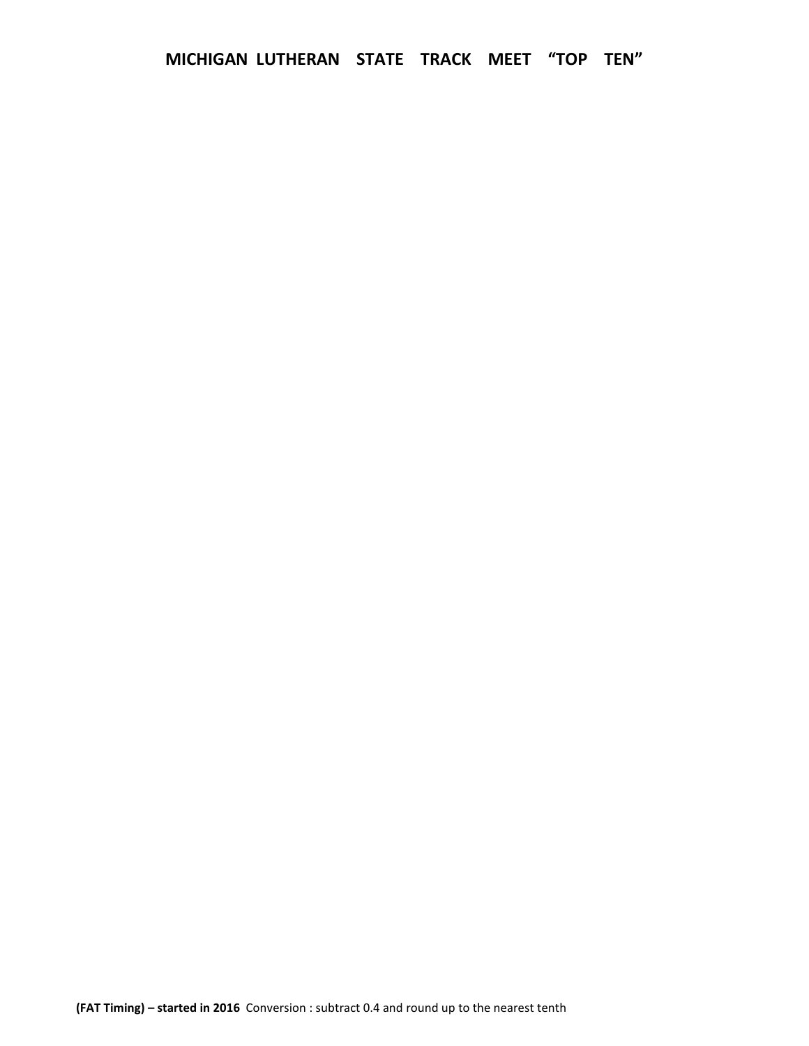# MICHIGAN LUTHERAN STATE TRACK MEET "TOP TEN"

**(FAT Timing) – started in 2016** Conversion : subtract 0.4 and round up to the nearest tenth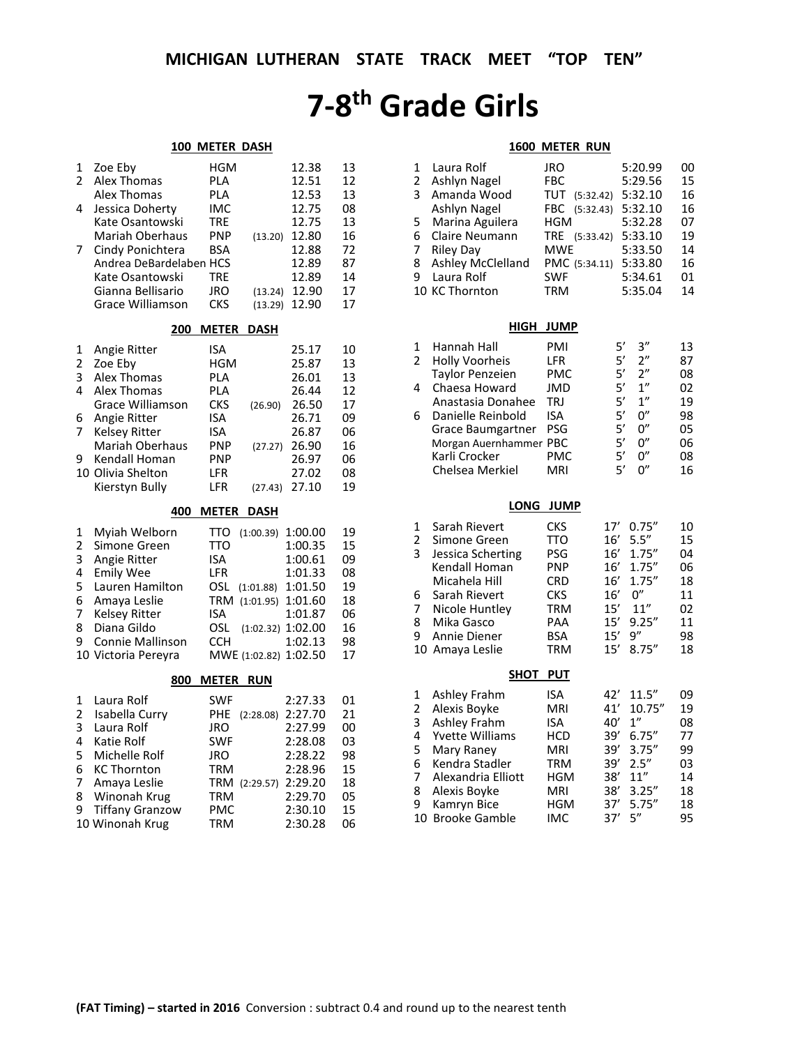# MICHIGAN LUTHERAN STATE TRACK MEET "TOP TEN"

# 7-8th Grade Girls

### 100 METER DASH

| | | | | | |
|---|---|---|---|---|---|
| 1 | Zoe Eby | HGM | | 12.38 | 13 |
| 2 | Alex Thomas | PLA | | 12.51 | 12 |
| | Alex Thomas | PLA | | 12.53 | 13 |
| 4 | Jessica Doherty | IMC | | 12.75 | 08 |
| | Kate Osantowski | TRE | | 12.75 | 13 |
| | Mariah Oberhaus | PNP | (13.20) | 12.80 | 16 |
| 7 | Cindy Ponichtera | BSA | | 12.88 | 72 |
| | Andrea DeBardelaben | HCS | | 12.89 | 87 |
| | Kate Osantowski | TRE | | 12.89 | 14 |
| | Gianna Bellisario | JRO | (13.24) | 12.90 | 17 |
| | Grace Williamson | CKS | (13.29) | 12.90 | 17 |

### 200 METER DASH

| | | | | | |
|---|---|---|---|---|---|
| 1 | Angie Ritter | ISA | | 25.17 | 10 |
| 2 | Zoe Eby | HGM | | 25.87 | 13 |
| 3 | Alex Thomas | PLA | | 26.01 | 13 |
| 4 | Alex Thomas | PLA | | 26.44 | 12 |
| | Grace Williamson | CKS | (26.90) | 26.50 | 17 |
| 6 | Angie Ritter | ISA | | 26.71 | 09 |
| 7 | Kelsey Ritter | ISA | | 26.87 | 06 |
| | Mariah Oberhaus | PNP | (27.27) | 26.90 | 16 |
| 9 | Kendall Homan | PNP | | 26.97 | 06 |
| 10 | Olivia Shelton | LFR | | 27.02 | 08 |
| | Kierstyn Bully | LFR | (27.43) | 27.10 | 19 |

### 400 METER DASH

| | | | | | |
|---|---|---|---|---|---|
| 1 | Myiah Welborn | TTO | (1:00.39) | 1:00.00 | 19 |
| 2 | Simone Green | TTO | | 1:00.35 | 15 |
| 3 | Angie Ritter | ISA | | 1:00.61 | 09 |
| 4 | Emily Wee | LFR | | 1:01.33 | 08 |
| 5 | Lauren Hamilton | OSL | (1:01.88) | 1:01.50 | 19 |
| 6 | Amaya Leslie | TRM | (1:01.95) | 1:01.60 | 18 |
| 7 | Kelsey Ritter | ISA | | 1:01.87 | 06 |
| 8 | Diana Gildo | OSL | (1:02.32) | 1:02.00 | 16 |
| 9 | Connie Mallinson | CCH | | 1:02.13 | 98 |
| 10 | Victoria Pereyra | MWE | (1:02.82) | 1:02.50 | 17 |

### 800 METER RUN

| | | | | | |
|---|---|---|---|---|---|
| 1 | Laura Rolf | SWF | | 2:27.33 | 01 |
| 2 | Isabella Curry | PHE | (2:28.08) | 2:27.70 | 21 |
| 3 | Laura Rolf | JRO | | 2:27.99 | 00 |
| 4 | Katie Rolf | SWF | | 2:28.08 | 03 |
| 5 | Michelle Rolf | JRO | | 2:28.22 | 98 |
| 6 | KC Thornton | TRM | | 2:28.96 | 15 |
| 7 | Amaya Leslie | TRM | (2:29.57) | 2:29.20 | 18 |
| 8 | Winonah Krug | TRM | | 2:29.70 | 05 |
| 9 | Tiffany Granzow | PMC | | 2:30.10 | 15 |
| 10 | Winonah Krug | TRM | | 2:30.28 | 06 |

### 1600 METER RUN

| | | | | | |
|---|---|---|---|---|---|
| 1 | Laura Rolf | JRO | | 5:20.99 | 00 |
| 2 | Ashlyn Nagel | FBC | | 5:29.56 | 15 |
| 3 | Amanda Wood | TUT | (5:32.42) | 5:32.10 | 16 |
| | Ashlyn Nagel | FBC | (5:32.43) | 5:32.10 | 16 |
| 5 | Marina Aguilera | HGM | | 5:32.28 | 07 |
| 6 | Claire Neumann | TRE | (5:33.42) | 5:33.10 | 19 |
| 7 | Riley Day | MWE | | 5:33.50 | 14 |
| 8 | Ashley McClelland | PMC | (5:34.11) | 5:33.80 | 16 |
| 9 | Laura Rolf | SWF | | 5:34.61 | 01 |
| 10 | KC Thornton | TRM | | 5:35.04 | 14 |

### HIGH JUMP

| | | | | |
|---|---|---|---|---|
| 1 | Hannah Hall | PMI | 5′ 3″ | 13 |
| 2 | Holly Voorheis | LFR | 5′ 2″ | 87 |
| | Taylor Penzeien | PMC | 5′ 2″ | 08 |
| 4 | Chaesa Howard | JMD | 5′ 1″ | 02 |
| | Anastasia Donahee | TRJ | 5′ 1″ | 19 |
| 6 | Danielle Reinbold | ISA | 5′ 0″ | 98 |
| | Grace Baumgartner | PSG | 5′ 0″ | 05 |
| | Morgan Auernhammer | PBC | 5′ 0″ | 06 |
| | Karli Crocker | PMC | 5′ 0″ | 08 |
| | Chelsea Merkiel | MRI | 5′ 0″ | 16 |

### LONG JUMP

| | | | | |
|---|---|---|---|---|
| 1 | Sarah Rievert | CKS | 17′ 0.75″ | 10 |
| 2 | Simone Green | TTO | 16′ 5.5″ | 15 |
| 3 | Jessica Scherting | PSG | 16′ 1.75″ | 04 |
| | Kendall Homan | PNP | 16′ 1.75″ | 06 |
| | Micahela Hill | CRD | 16′ 1.75″ | 18 |
| 6 | Sarah Rievert | CKS | 16′ 0″ | 11 |
| 7 | Nicole Huntley | TRM | 15′ 11″ | 02 |
| 8 | Mika Gasco | PAA | 15′ 9.25″ | 11 |
| 9 | Annie Diener | BSA | 15′ 9″ | 98 |
| 10 | Amaya Leslie | TRM | 15′ 8.75″ | 18 |

### SHOT PUT

| | | | | |
|---|---|---|---|---|
| 1 | Ashley Frahm | ISA | 42′ 11.5″ | 09 |
| 2 | Alexis Boyke | MRI | 41′ 10.75″ | 19 |
| 3 | Ashley Frahm | ISA | 40′ 1″ | 08 |
| 4 | Yvette Williams | HCD | 39′ 6.75″ | 77 |
| 5 | Mary Raney | MRI | 39′ 3.75″ | 99 |
| 6 | Kendra Stadler | TRM | 39′ 2.5″ | 03 |
| 7 | Alexandria Elliott | HGM | 38′ 11″ | 14 |
| 8 | Alexis Boyke | MRI | 38′ 3.25″ | 18 |
| 9 | Kamryn Bice | HGM | 37′ 5.75″ | 18 |
| 10 | Brooke Gamble | IMC | 37′ 5″ | 95 |

**(FAT Timing) – started in 2016** Conversion : subtract 0.4 and round up to the nearest tenth